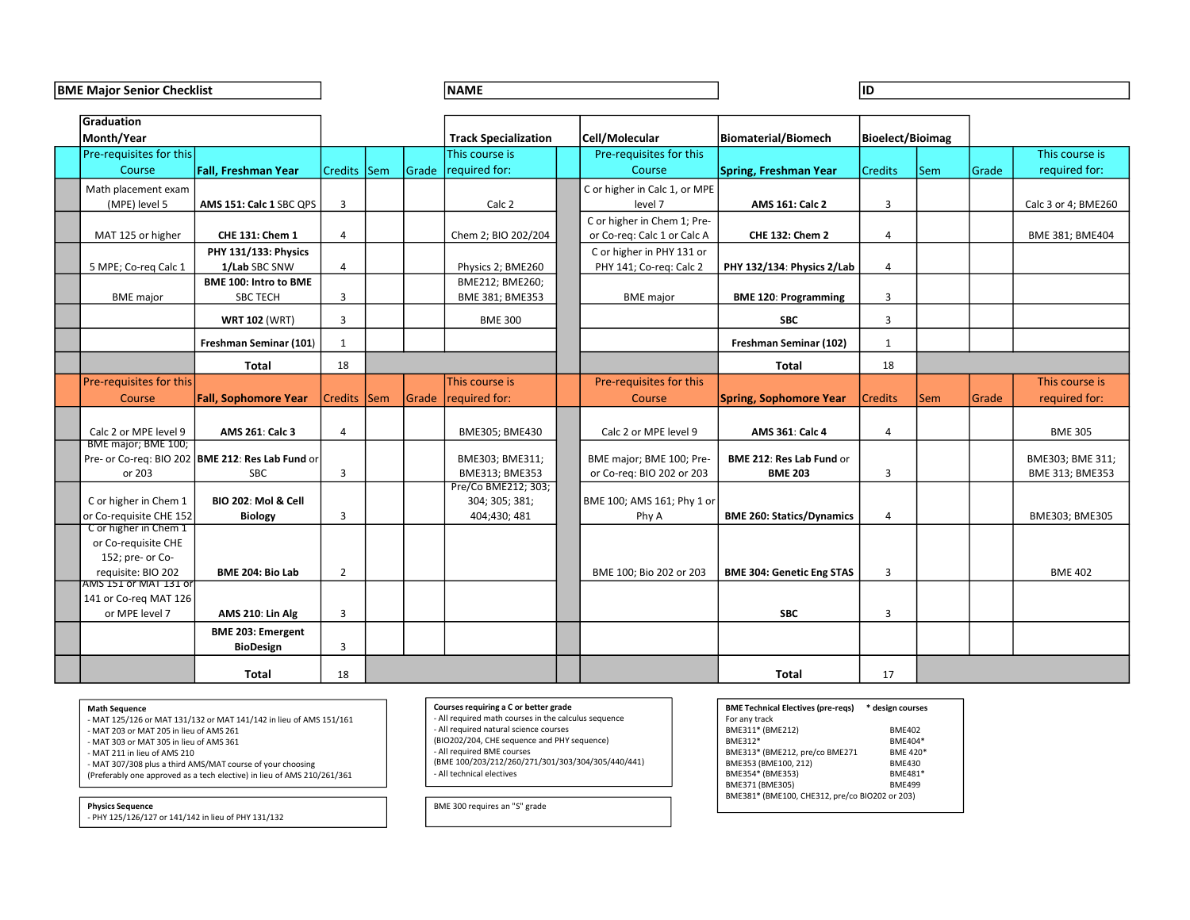**BME Major Senior Checklist** | **NAME** | **ID**

**Graduation Month/Year**

**Track Specialization** | **Cell/Molecular** | **Biomaterial/Biomech** | **Bioelect/Bioimag**

| Pre-requisites for this Course | Fall, Freshman Year | Credits | Sem | Grade | This course is required for: | Pre-requisites for this Course | Spring, Freshman Year | Credits | Sem | Grade | This course is required for: |
|---|---|---|---|---|---|---|---|---|---|---|---|
| Math placement exam (MPE) level 5 | **AMS 151: Calc 1** SBC QPS | 3 | | | Calc 2 | C or higher in Calc 1, or MPE level 7 | **AMS 161: Calc 2** | 3 | | | Calc 3 or 4; BME260 |
| MAT 125 or higher | **CHE 131: Chem 1** | 4 | | | Chem 2; BIO 202/204 | C or higher in Chem 1; Pre- or Co-req: Calc 1 or Calc A | **CHE 132: Chem 2** | 4 | | | BME 381; BME404 |
| 5 MPE; Co-req Calc 1 | **PHY 131/133: Physics 1/Lab** SBC SNW | 4 | | | Physics 2; BME260 | C or higher in PHY 131 or PHY 141; Co-req: Calc 2 | **PHY 132/134: Physics 2/Lab** | 4 | | | |
| BME major | **BME 100: Intro to BME** SBC TECH | 3 | | | BME212; BME260; BME 381; BME353 | BME major | **BME 120: Programming** | 3 | | | |
| | **WRT 102** (WRT) | 3 | | | BME 300 | | **SBC** | 3 | | | |
| | **Freshman Seminar (101)** | 1 | | | | | **Freshman Seminar (102)** | 1 | | | |
| | **Total** | 18 | | | | | **Total** | 18 | | | |

| Pre-requisites for this Course | Fall, Sophomore Year | Credits | Sem | Grade | This course is required for: | Pre-requisites for this Course | Spring, Sophomore Year | Credits | Sem | Grade | This course is required for: |
|---|---|---|---|---|---|---|---|---|---|---|---|
| Calc 2 or MPE level 9 | **AMS 261: Calc 3** | 4 | | | BME305; BME430 | Calc 2 or MPE level 9 | **AMS 361: Calc 4** | 4 | | | BME 305 |
| BME major; BME 100; Pre- or Co-req: BIO 202 or 203 | **BME 212: Res Lab Fund** or SBC | 3 | | | BME303; BME311; BME313; BME353 | BME major; BME 100; Pre- or Co-req: BIO 202 or 203 | **BME 212: Res Lab Fund** or **BME 203** | 3 | | | BME303; BME 311; BME 313; BME353 |
| C or higher in Chem 1 or Co-requisite CHE 152 | **BIO 202: Mol & Cell Biology** | 3 | | | Pre/Co BME212; 303; 304; 305; 381; 404;430; 481 | BME 100; AMS 161; Phy 1 or Phy A | **BME 260: Statics/Dynamics** | 4 | | | BME303; BME305 |
| C or higher in Chem 1 or Co-requisite CHE 152; pre- or Co-requisite: BIO 202 | **BME 204: Bio Lab** | 2 | | | | BME 100; Bio 202 or 203 | **BME 304: Genetic Eng STAS** | 3 | | | BME 402 |
| AMS 151 or MAT 131 or 141 or Co-req MAT 126 or MPE level 7 | **AMS 210: Lin Alg** | 3 | | | | | **SBC** | 3 | | | |
| | **BME 203: Emergent BioDesign** | 3 | | | | | | | | | |
| | **Total** | 18 | | | | | **Total** | 17 | | | |

**Math Sequence**
- MAT 125/126 or MAT 131/132 or MAT 141/142 in lieu of AMS 151/161
- MAT 203 or MAT 205 in lieu of AMS 261
- MAT 303 or MAT 305 in lieu of AMS 361
- MAT 211 in lieu of AMS 210
- MAT 307/308 plus a third AMS/MAT course of your choosing (Preferably one approved as a tech elective) in lieu of AMS 210/261/361

**Physics Sequence**
- PHY 125/126/127 or 141/142 in lieu of PHY 131/132

**Courses requiring a C or better grade**
- All required math courses in the calculus sequence
- All required natural science courses (BIO202/204, CHE sequence and PHY sequence)
- All required BME courses (BME 100/203/212/260/271/301/303/304/305/440/441)
- All technical electives

BME 300 requires an "S" grade

**BME Technical Electives (pre-reqs)** &nbsp; * design courses

For any track

| | |
|---|---|
| BME311* (BME212) | BME402 |
| BME312* | BME404* |
| BME313* (BME212, pre/co BME271 | BME 420* |
| BME353 (BME100, 212) | BME430 |
| BME354* (BME353) | BME481* |
| BME371 (BME305) | BME499 |
| BME381* (BME100, CHE312, pre/co BIO202 or 203) | |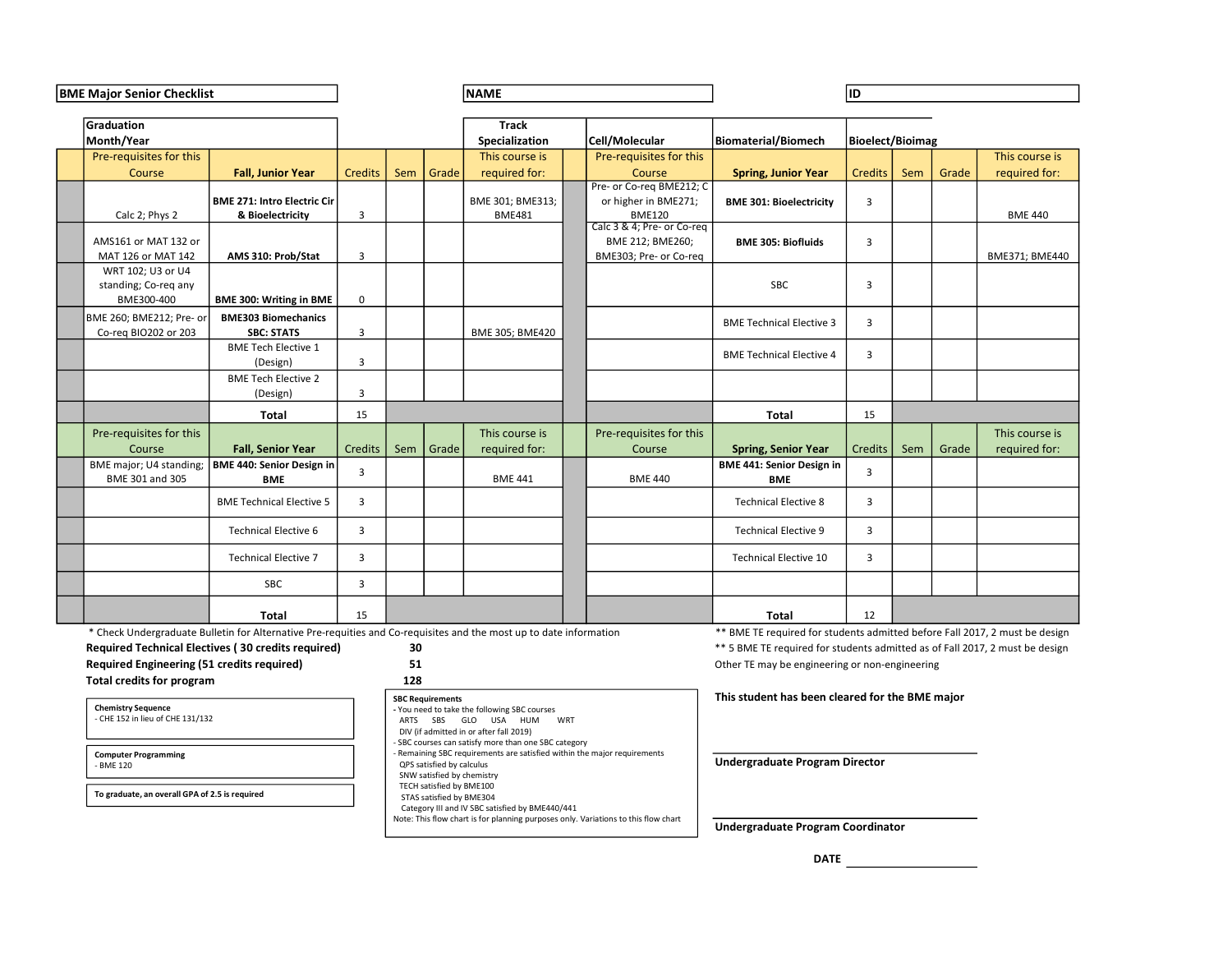**BME Major Senior Checklist**

**NAME**

**ID**

| Graduation Month/Year | | | Track Specialization | Cell/Molecular | Biomaterial/Biomech | Bioelect/Bioimag |
|---|---|---|---|---|---|---|

| Pre-requisites for this Course | Fall, Junior Year | Credits | Sem | Grade | This course is required for: | Pre-requisites for this Course | Spring, Junior Year | Credits | Sem | Grade | This course is required for: |
|---|---|---|---|---|---|---|---|---|---|---|---|
| Calc 2; Phys 2 | **BME 271: Intro Electric Cir & Bioelectricity** | 3 | | | BME 301; BME313; BME481 | Pre- or Co-req BME212; C or higher in BME271; BME120 | **BME 301: Bioelectricity** | 3 | | | BME 440 |
| AMS161 or MAT 132 or MAT 126 or MAT 142 | **AMS 310: Prob/Stat** | 3 | | | | Calc 3 & 4; Pre- or Co-req BME 212; BME260; BME303; Pre- or Co-req | **BME 305: Biofluids** | 3 | | | BME371; BME440 |
| WRT 102; U3 or U4 standing; Co-req any BME300-400 | **BME 300: Writing in BME** | 0 | | | | | SBC | 3 | | | |
| BME 260; BME212; Pre- or Co-req BIO202 or 203 | **BME303 Biomechanics SBC: STATS** | 3 | | | BME 305; BME420 | | BME Technical Elective 3 | 3 | | | |
| | BME Tech Elective 1 (Design) | 3 | | | | | BME Technical Elective 4 | 3 | | | |
| | BME Tech Elective 2 (Design) | 3 | | | | | | | | | |
| | **Total** | 15 | | | | | **Total** | 15 | | | |

| Pre-requisites for this Course | Fall, Senior Year | Credits | Sem | Grade | This course is required for: | Pre-requisites for this Course | Spring, Senior Year | Credits | Sem | Grade | This course is required for: |
|---|---|---|---|---|---|---|---|---|---|---|---|
| BME major; U4 standing; BME 301 and 305 | **BME 440: Senior Design in BME** | 3 | | | BME 441 | BME 440 | **BME 441: Senior Design in BME** | 3 | | | |
| | BME Technical Elective 5 | 3 | | | | | Technical Elective 8 | 3 | | | |
| | Technical Elective 6 | 3 | | | | | Technical Elective 9 | 3 | | | |
| | Technical Elective 7 | 3 | | | | | Technical Elective 10 | 3 | | | |
| | SBC | 3 | | | | | | | | | |
| | **Total** | 15 | | | | | **Total** | 12 | | | |

* Check Undergraduate Bulletin for Alternative Pre-requities and Co-requisites and the most up to date information

** BME TE required for students admitted before Fall 2017, 2 must be design

** 5 BME TE required for students admitted as of Fall 2017, 2 must be design

Other TE may be engineering or non-engineering

| | |
|---|---|
| **Required Technical Electives ( 30 credits required)** | **30** |
| **Required Engineering (51 credits required)** | **51** |
| **Total credits for program** | **128** |

**Chemistry Sequence**
- CHE 152 in lieu of CHE 131/132

**Computer Programming**
- BME 120

**To graduate, an overall GPA of 2.5 is required**

**SBC Requirements**
- You need to take the following SBC courses
  ARTS SBS GLO USA HUM WRT
  DIV (if admitted in or after fall 2019)
- SBC courses can satisfy more than one SBC category
- Remaining SBC requirements are satisfied within the major requirements
  QPS satisfied by calculus
  SNW satisfied by chemistry
  TECH satisfied by BME100
  STAS satisfied by BME304
  Category III and IV SBC satisfied by BME440/441

Note: This flow chart is for planning purposes only. Variations to this flow chart

**This student has been cleared for the BME major**

**Undergraduate Program Director**

**Undergraduate Program Coordinator**

**DATE** ____________________